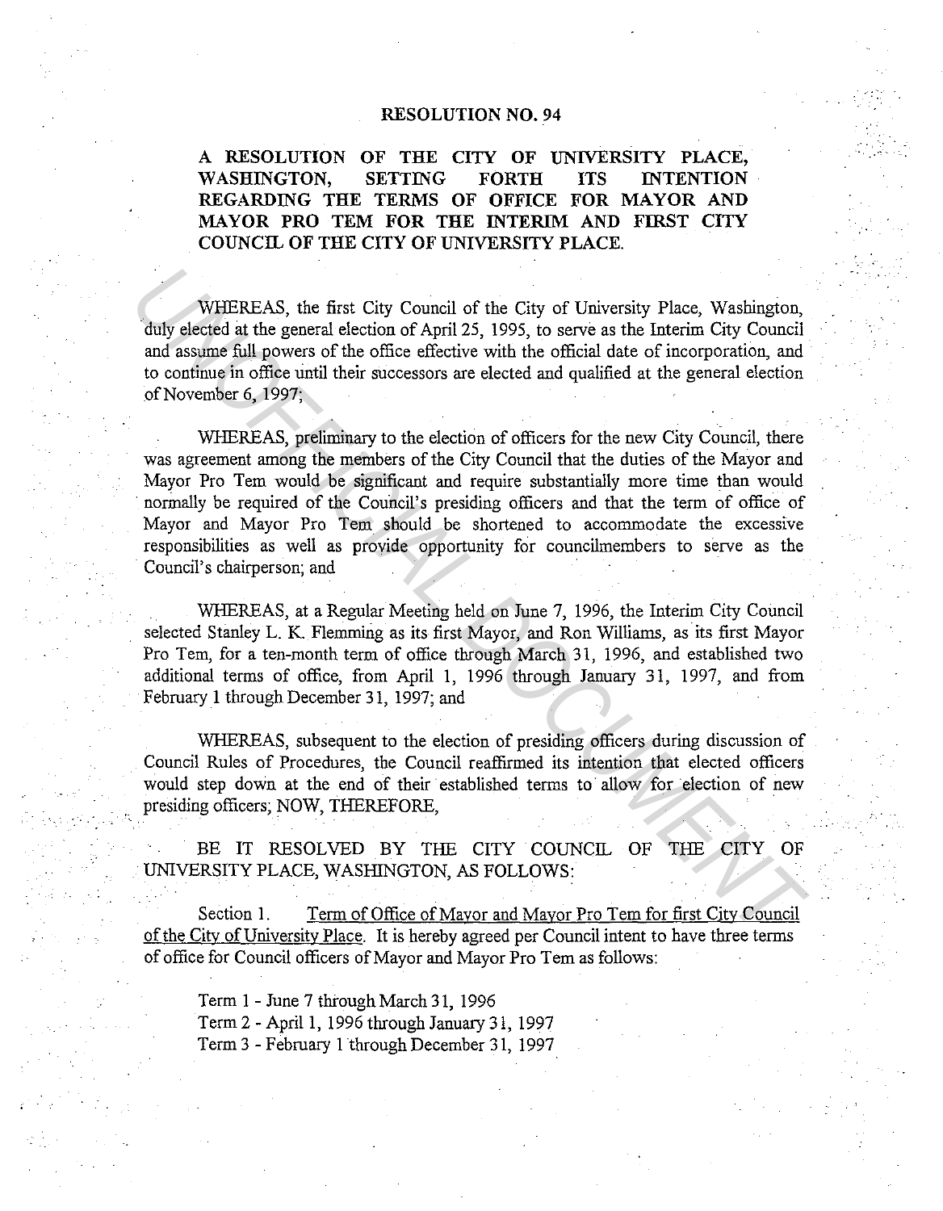# RESOLUTION NO. 94

**A RESOLUTION OF THE CITY OF UNIVERSITY PLACE, WASHINGTON, SETTING FORTH ITS INTENTION REGARDING THE TERMS OF OFFICE FOR MAYOR AND MAYOR PRO TEM FOR THE INTERIM AND FIRST CITY COUNCIL OF THE CITY OF UNIVERSITY PLACE.**

WHEREAS, the first City Council of the City of University Place, Washington, duly elected at the general election of April 25, 1995, to serve as the Interim City Council and assume full powers of the office effective with the official date of incorporation, and to continue in office until their successors are elected and qualified at the general election of November 6, 1997;

WHEREAS, preliminary to the election of officers for the new City Council, there was agreement among the members of the City Council that the duties of the Mayor and Mayor Pro Tem would be significant and require substantially more time than would normally be required of the Council's presiding officers and that the term of office of Mayor and Mayor Pro Tem should be shortened to accommodate the excessive responsibilities as well as provide opportunity for councilmembers to serve as the Council's chairperson; and

WHEREAS, at a Regular Meeting held on June 7, 1996, the Interim City Council selected Stanley L. K. Flemming as its first Mayor, and Ron Williams, as its first Mayor Pro Tem, for a ten-month term of office through March 31, 1996, and established two additional terms of office, from April 1, 1996 through January 31, 1997, and from February 1 through December 31, 1997; and

WHEREAS, subsequent to the election of presiding officers during discussion of Council Rules of Procedures, the Council reaffirmed its intention that elected officers would step down at the end of their established terms to allow for election of new presiding officers; NOW, THEREFORE,

BE IT RESOLVED BY THE CITY COUNCIL OF THE CITY OF UNIVERSITY PLACE, WASHINGTON, AS FOLLOWS:

Section 1. Term of Office of Mayor and Mayor Pro Tem for first City Council of the City of University Place. It is hereby agreed per Council intent to have three terms of office for Council officers of Mayor and Mayor Pro Tem as follows:

Term 1 - June 7 through March 31, 1996
Term 2 - April 1, 1996 through January 31, 1997
Term 3 - February 1 through December 31, 1997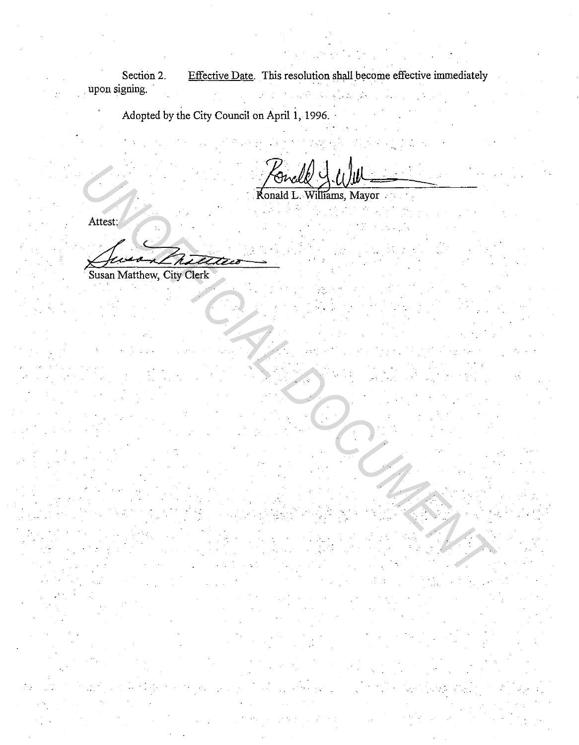Section 2. Effective Date. This resolution shall become effective immediately upon signing.

Adopted by the City Council on April 1, 1996.

Ronald L. Williams, Mayor

Attest:

Susan Matthew, City Clerk

UNOFFICIAL DOCUMENT